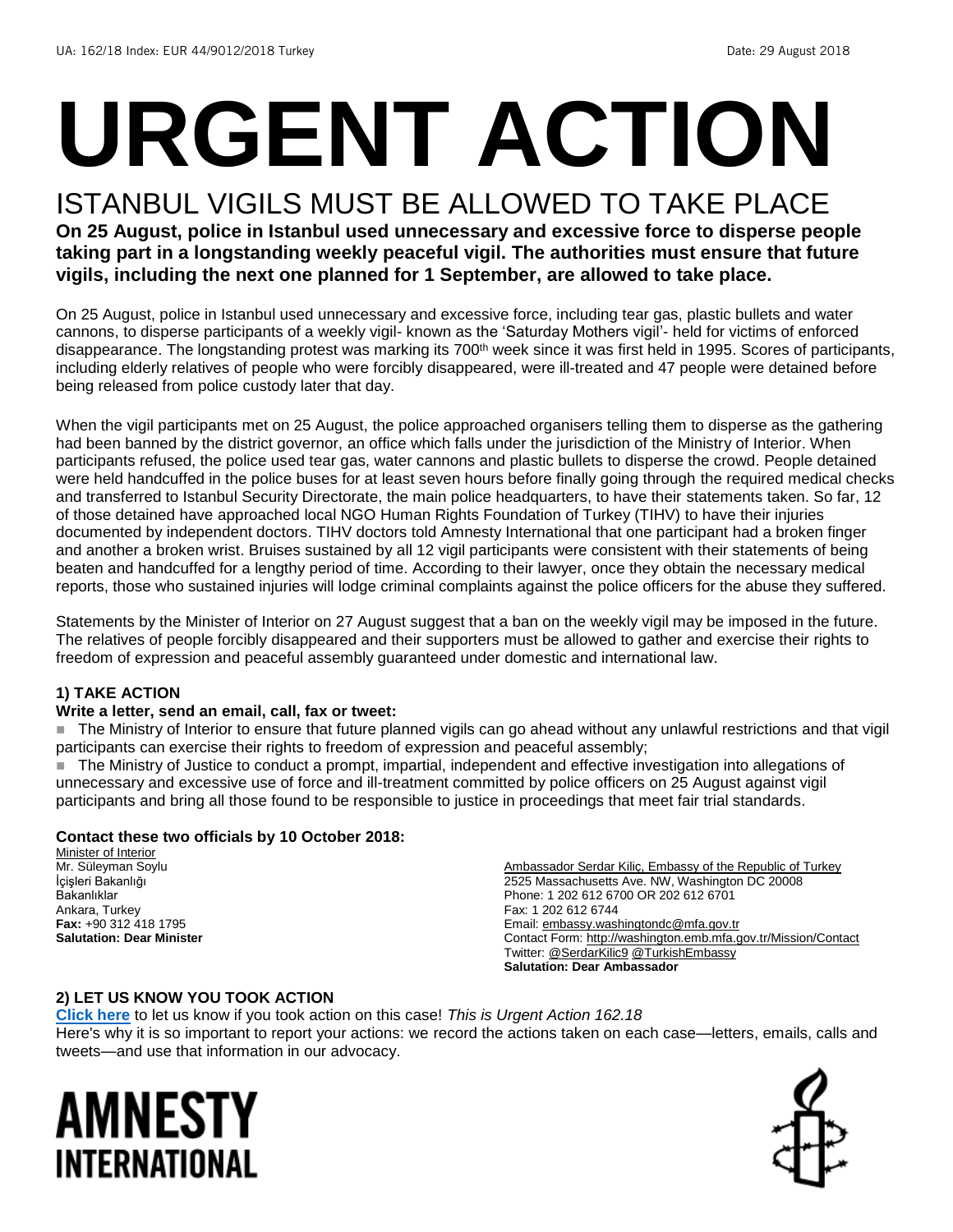UA: 162/18 Index: EUR 44/9012/2018 Turkey Date: 29 August 2018

# URGENT ACTION

## ISTANBUL VIGILS MUST BE ALLOWED TO TAKE PLACE

**On 25 August, police in Istanbul used unnecessary and excessive force to disperse people taking part in a longstanding weekly peaceful vigil. The authorities must ensure that future vigils, including the next one planned for 1 September, are allowed to take place.**

On 25 August, police in Istanbul used unnecessary and excessive force, including tear gas, plastic bullets and water cannons, to disperse participants of a weekly vigil- known as the 'Saturday Mothers vigil'- held for victims of enforced disappearance. The longstanding protest was marking its 700th week since it was first held in 1995. Scores of participants, including elderly relatives of people who were forcibly disappeared, were ill-treated and 47 people were detained before being released from police custody later that day.

When the vigil participants met on 25 August, the police approached organisers telling them to disperse as the gathering had been banned by the district governor, an office which falls under the jurisdiction of the Ministry of Interior. When participants refused, the police used tear gas, water cannons and plastic bullets to disperse the crowd. People detained were held handcuffed in the police buses for at least seven hours before finally going through the required medical checks and transferred to Istanbul Security Directorate, the main police headquarters, to have their statements taken. So far, 12 of those detained have approached local NGO Human Rights Foundation of Turkey (TIHV) to have their injuries documented by independent doctors. TIHV doctors told Amnesty International that one participant had a broken finger and another a broken wrist. Bruises sustained by all 12 vigil participants were consistent with their statements of being beaten and handcuffed for a lengthy period of time. According to their lawyer, once they obtain the necessary medical reports, those who sustained injuries will lodge criminal complaints against the police officers for the abuse they suffered.

Statements by the Minister of Interior on 27 August suggest that a ban on the weekly vigil may be imposed in the future. The relatives of people forcibly disappeared and their supporters must be allowed to gather and exercise their rights to freedom of expression and peaceful assembly guaranteed under domestic and international law.

### 1) TAKE ACTION

**Write a letter, send an email, call, fax or tweet:**

- The Ministry of Interior to ensure that future planned vigils can go ahead without any unlawful restrictions and that vigil participants can exercise their rights to freedom of expression and peaceful assembly;
- The Ministry of Justice to conduct a prompt, impartial, independent and effective investigation into allegations of unnecessary and excessive use of force and ill-treatment committed by police officers on 25 August against vigil participants and bring all those found to be responsible to justice in proceedings that meet fair trial standards.

**Contact these two officials by 10 October 2018:**

Minister of Interior
Mr. Süleyman Soylu
İçişleri Bakanlığı
Bakanlıklar
Ankara, Turkey
**Fax:** +90 312 418 1795
**Salutation: Dear Minister**

Ambassador Serdar Kiliç, Embassy of the Republic of Turkey
2525 Massachusetts Ave. NW, Washington DC 20008
Phone: 1 202 612 6700 OR 202 612 6701
Fax: 1 202 612 6744
Email: embassy.washingtondc@mfa.gov.tr
Contact Form: http://washington.emb.mfa.gov.tr/Mission/Contact
Twitter: @SerdarKilic9 @TurkishEmbassy
**Salutation: Dear Ambassador**

### 2) LET US KNOW YOU TOOK ACTION

**Click here** to let us know if you took action on this case! *This is Urgent Action 162.18*
Here's why it is so important to report your actions: we record the actions taken on each case—letters, emails, calls and tweets—and use that information in our advocacy.

**AMNESTY INTERNATIONAL**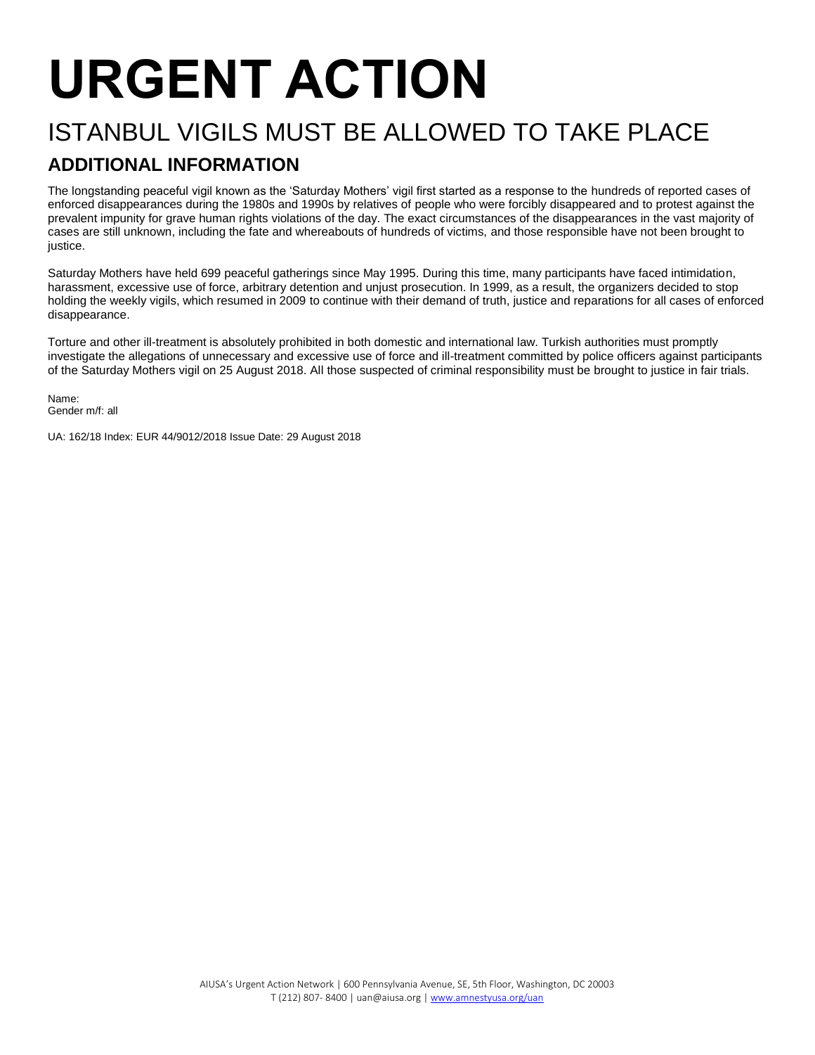# URGENT ACTION

## ISTANBUL VIGILS MUST BE ALLOWED TO TAKE PLACE

### ADDITIONAL INFORMATION

The longstanding peaceful vigil known as the 'Saturday Mothers' vigil first started as a response to the hundreds of reported cases of enforced disappearances during the 1980s and 1990s by relatives of people who were forcibly disappeared and to protest against the prevalent impunity for grave human rights violations of the day. The exact circumstances of the disappearances in the vast majority of cases are still unknown, including the fate and whereabouts of hundreds of victims, and those responsible have not been brought to justice.

Saturday Mothers have held 699 peaceful gatherings since May 1995. During this time, many participants have faced intimidation, harassment, excessive use of force, arbitrary detention and unjust prosecution. In 1999, as a result, the organizers decided to stop holding the weekly vigils, which resumed in 2009 to continue with their demand of truth, justice and reparations for all cases of enforced disappearance.

Torture and other ill-treatment is absolutely prohibited in both domestic and international law. Turkish authorities must promptly investigate the allegations of unnecessary and excessive use of force and ill-treatment committed by police officers against participants of the Saturday Mothers vigil on 25 August 2018. All those suspected of criminal responsibility must be brought to justice in fair trials.

Name:
Gender m/f: all

UA: 162/18 Index: EUR 44/9012/2018 Issue Date: 29 August 2018

AIUSA's Urgent Action Network | 600 Pennsylvania Avenue, SE, 5th Floor, Washington, DC 20003
T (212) 807- 8400 | uan@aiusa.org | www.amnestyusa.org/uan